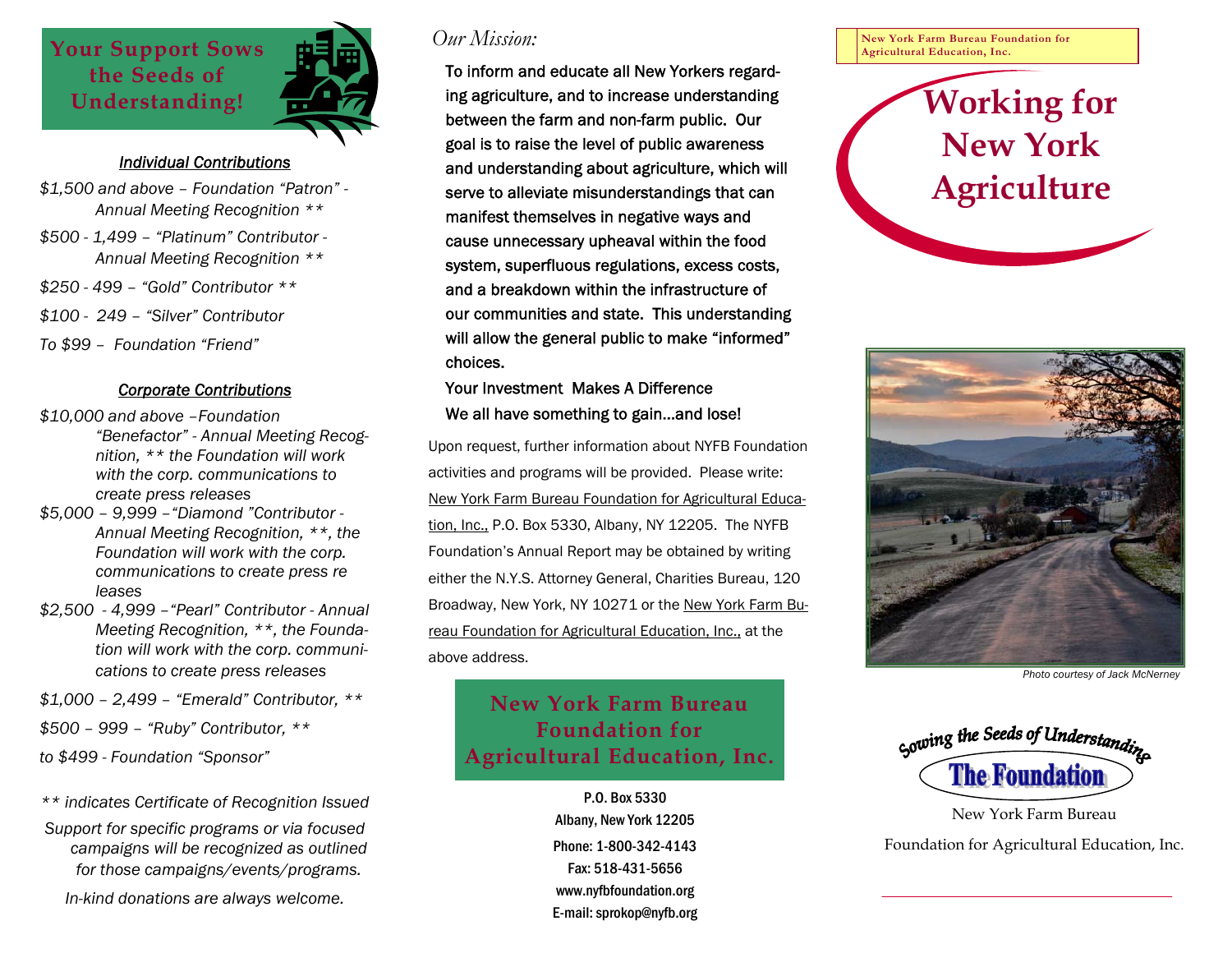## Your Support Sows the Seeds of Understanding!

***Individual Contributions***

*$1,500 and above – Foundation “Patron” - Annual Meeting Recognition \*\**

*$500 - 1,499 – “Platinum” Contributor - Annual Meeting Recognition \*\**

*$250 - 499 – “Gold” Contributor \*\**

*$100 - 249 – “Silver” Contributor*

*To $99 – Foundation “Friend”*

***Corporate Contributions***

*$10,000 and above –Foundation “Benefactor” - Annual Meeting Recognition, \*\* the Foundation will work with the corp. communications to create press releases*

*$5,000 – 9,999 –“Diamond ”Contributor - Annual Meeting Recognition, \*\*, the Foundation will work with the corp. communications to create press releases*

*$2,500 - 4,999 –“Pearl” Contributor - Annual Meeting Recognition, \*\*, the Foundation will work with the corp. communications to create press releases*

*$1,000 – 2,499 – “Emerald” Contributor, \*\**

*$500 – 999 – “Ruby” Contributor, \*\**

*to $499 - Foundation “Sponsor”*

*\*\* indicates Certificate of Recognition Issued*

*Support for specific programs or via focused campaigns will be recognized as outlined for those campaigns/events/programs.*

*In-kind donations are always welcome.*

*Our Mission:*

To inform and educate all New Yorkers regarding agriculture, and to increase understanding between the farm and non-farm public. Our goal is to raise the level of public awareness and understanding about agriculture, which will serve to alleviate misunderstandings that can manifest themselves in negative ways and cause unnecessary upheaval within the food system, superfluous regulations, excess costs, and a breakdown within the infrastructure of our communities and state. This understanding will allow the general public to make “informed” choices.

Your Investment Makes A Difference

We all have something to gain...and lose!

Upon request, further information about NYFB Foundation activities and programs will be provided. Please write: New York Farm Bureau Foundation for Agricultural Education, Inc., P.O. Box 5330, Albany, NY 12205. The NYFB Foundation’s Annual Report may be obtained by writing either the N.Y.S. Attorney General, Charities Bureau, 120 Broadway, New York, NY 10271 or the New York Farm Bureau Foundation for Agricultural Education, Inc., at the above address.

## New York Farm Bureau Foundation for Agricultural Education, Inc.

P.O. Box 5330
Albany, New York 12205
Phone: 1-800-342-4143
Fax: 518-431-5656
www.nyfbfoundation.org
E-mail: sprokop@nyfb.org

**New York Farm Bureau Foundation for Agricultural Education, Inc.**

# Working for New York Agriculture

*Photo courtesy of Jack McNerney*

Sowing the Seeds of Understanding

The Foundation

New York Farm Bureau

Foundation for Agricultural Education, Inc.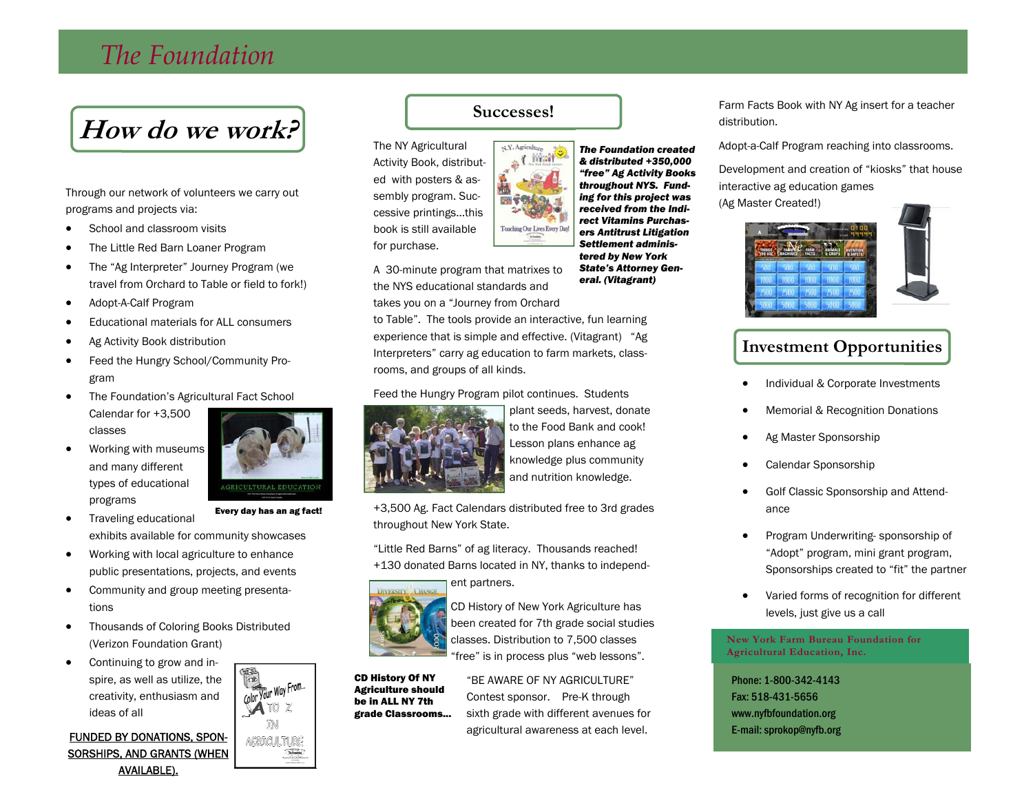# The Foundation

## How do we work?

Through our network of volunteers we carry out programs and projects via:

- School and classroom visits
- The Little Red Barn Loaner Program
- The "Ag Interpreter" Journey Program (we travel from Orchard to Table or field to fork!)
- Adopt-A-Calf Program
- Educational materials for ALL consumers
- Ag Activity Book distribution
- Feed the Hungry School/Community Program
- The Foundation's Agricultural Fact School Calendar for +3,500 classes
- Working with museums and many different types of educational programs
- Traveling educational exhibits available for community showcases
- Working with local agriculture to enhance public presentations, projects, and events
- Community and group meeting presentations
- Thousands of Coloring Books Distributed (Verizon Foundation Grant)
- Continuing to grow and inspire, as well as utilize, the creativity, enthusiasm and ideas of all

Every day has an ag fact!

FUNDED BY DONATIONS, SPONSORSHIPS, AND GRANTS (WHEN AVAILABLE).

## Successes!

The NY Agricultural Activity Book, distributed with posters & assembly program. Successive printings…this book is still available for purchase.

***The Foundation created & distributed +350,000 "free" Ag Activity Books throughout NYS. Funding for this project was received from the Indirect Vitamins Purchasers Antitrust Litigation Settlement administered by New York State's Attorney General. (Vitagrant)***

A 30-minute program that matrixes to the NYS educational standards and takes you on a "Journey from Orchard to Table". The tools provide an interactive, fun learning experience that is simple and effective. (Vitagrant) "Ag Interpreters" carry ag education to farm markets, classrooms, and groups of all kinds.

Feed the Hungry Program pilot continues. Students plant seeds, harvest, donate to the Food Bank and cook! Lesson plans enhance ag knowledge plus community and nutrition knowledge.

+3,500 Ag. Fact Calendars distributed free to 3rd grades throughout New York State.

"Little Red Barns" of ag literacy. Thousands reached! +130 donated Barns located in NY, thanks to independent partners.

CD History of New York Agriculture has been created for 7th grade social studies classes. Distribution to 7,500 classes "free" is in process plus "web lessons".

**CD History Of NY Agriculture should be in ALL NY 7th grade Classrooms…**

"BE AWARE OF NY AGRICULTURE" Contest sponsor. Pre-K through sixth grade with different avenues for agricultural awareness at each level.

Farm Facts Book with NY Ag insert for a teacher distribution.

Adopt-a-Calf Program reaching into classrooms.

Development and creation of "kiosks" that house interactive ag education games (Ag Master Created!)

## Investment Opportunities

- Individual & Corporate Investments
- Memorial & Recognition Donations
- Ag Master Sponsorship
- Calendar Sponsorship
- Golf Classic Sponsorship and Attendance
- Program Underwriting- sponsorship of "Adopt" program, mini grant program, Sponsorships created to "fit" the partner
- Varied forms of recognition for different levels, just give us a call

**New York Farm Bureau Foundation for Agricultural Education, Inc.**

Phone: 1-800-342-4143
Fax: 518-431-5656
www.nyfbfoundation.org
E-mail: sprokop@nyfb.org